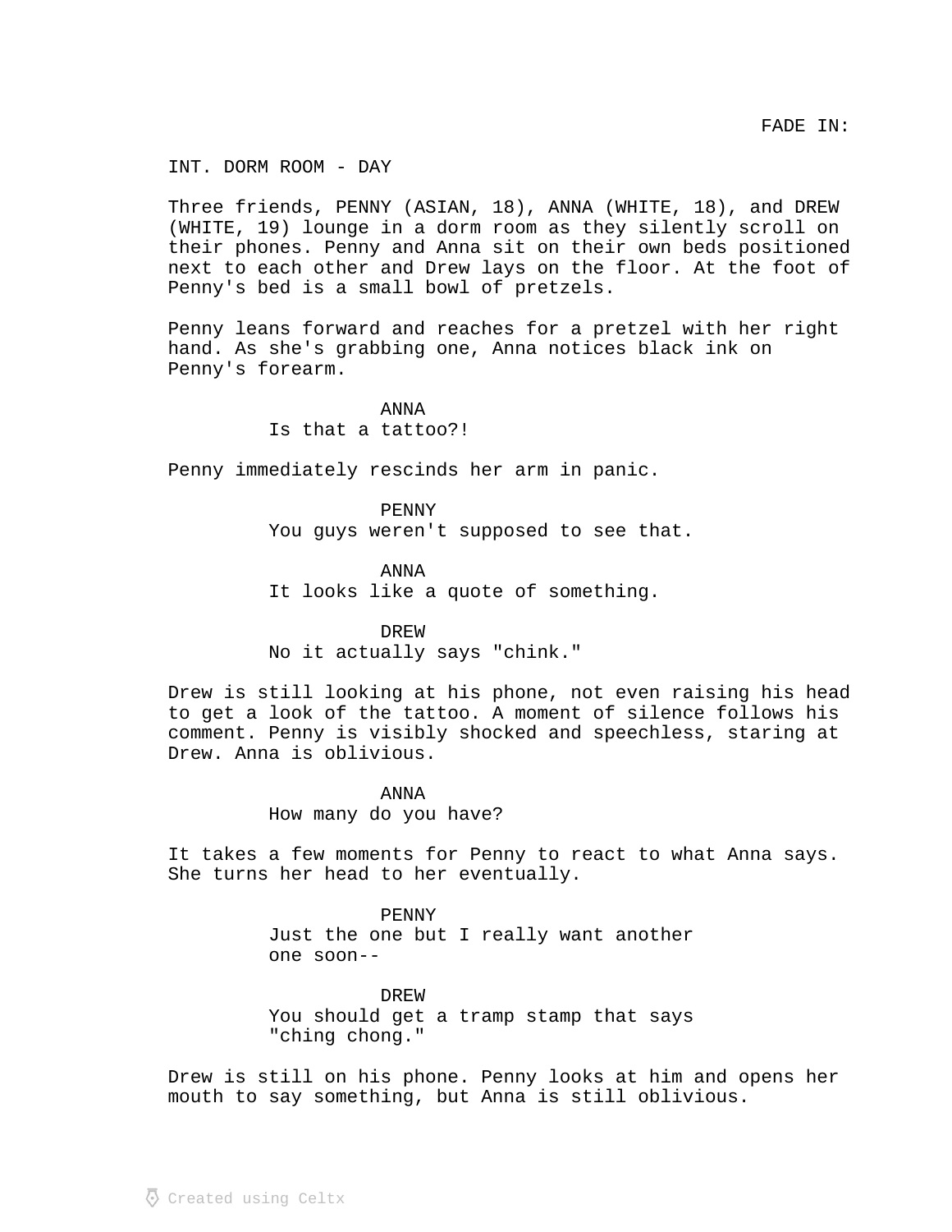FADE IN:

INT. DORM ROOM - DAY

Three friends, PENNY (ASIAN, 18), ANNA (WHITE, 18), and DREW (WHITE, 19) lounge in a dorm room as they silently scroll on their phones. Penny and Anna sit on their own beds positioned next to each other and Drew lays on the floor. At the foot of Penny's bed is a small bowl of pretzels.

Penny leans forward and reaches for a pretzel with her right hand. As she's grabbing one, Anna notices black ink on Penny's forearm.

ANNA
Is that a tattoo?!

Penny immediately rescinds her arm in panic.

PENNY
You guys weren't supposed to see that.

ANNA
It looks like a quote of something.

DREW
No it actually says "chink."

Drew is still looking at his phone, not even raising his head to get a look of the tattoo. A moment of silence follows his comment. Penny is visibly shocked and speechless, staring at Drew. Anna is oblivious.

ANNA
How many do you have?

It takes a few moments for Penny to react to what Anna says. She turns her head to her eventually.

PENNY
Just the one but I really want another one soon--

DREW
You should get a tramp stamp that says "ching chong."

Drew is still on his phone. Penny looks at him and opens her mouth to say something, but Anna is still oblivious.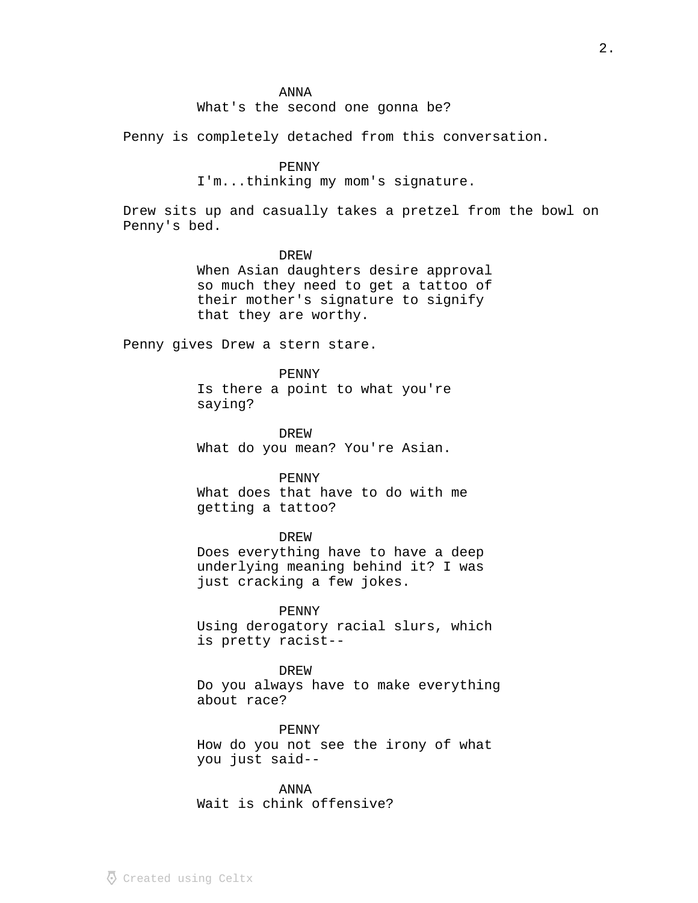ANNA
What's the second one gonna be?

Penny is completely detached from this conversation.

PENNY
I'm...thinking my mom's signature.

Drew sits up and casually takes a pretzel from the bowl on Penny's bed.

DREW
When Asian daughters desire approval so much they need to get a tattoo of their mother's signature to signify that they are worthy.

Penny gives Drew a stern stare.

PENNY
Is there a point to what you're saying?

DREW
What do you mean? You're Asian.

PENNY
What does that have to do with me getting a tattoo?

DREW
Does everything have to have a deep underlying meaning behind it? I was just cracking a few jokes.

PENNY
Using derogatory racial slurs, which is pretty racist--

DREW
Do you always have to make everything about race?

PENNY
How do you not see the irony of what you just said--

ANNA
Wait is chink offensive?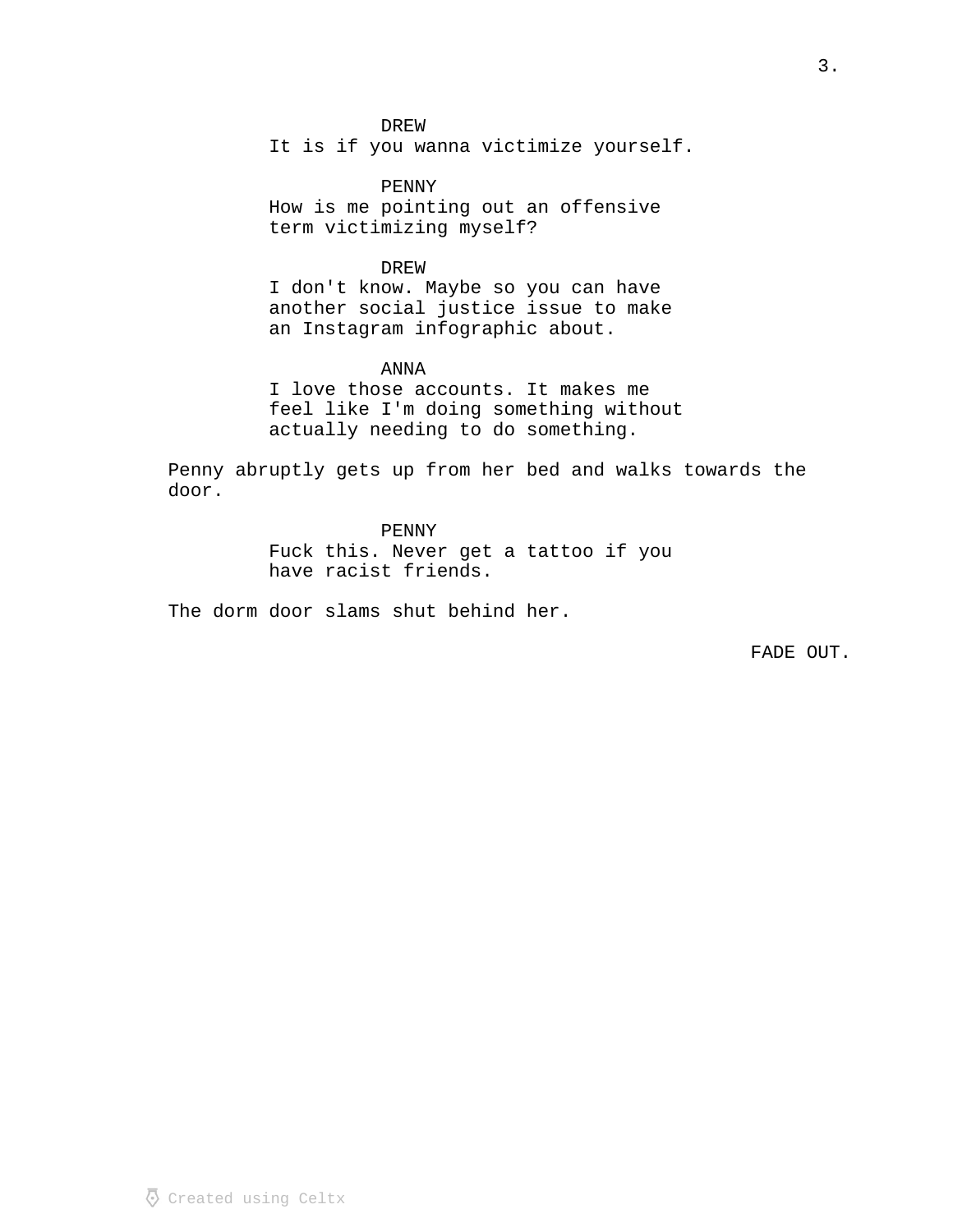DREW
It is if you wanna victimize yourself.

PENNY
How is me pointing out an offensive term victimizing myself?

DREW
I don't know. Maybe so you can have another social justice issue to make an Instagram infographic about.

ANNA
I love those accounts. It makes me feel like I'm doing something without actually needing to do something.

Penny abruptly gets up from her bed and walks towards the door.

PENNY
Fuck this. Never get a tattoo if you have racist friends.

The dorm door slams shut behind her.

FADE OUT.